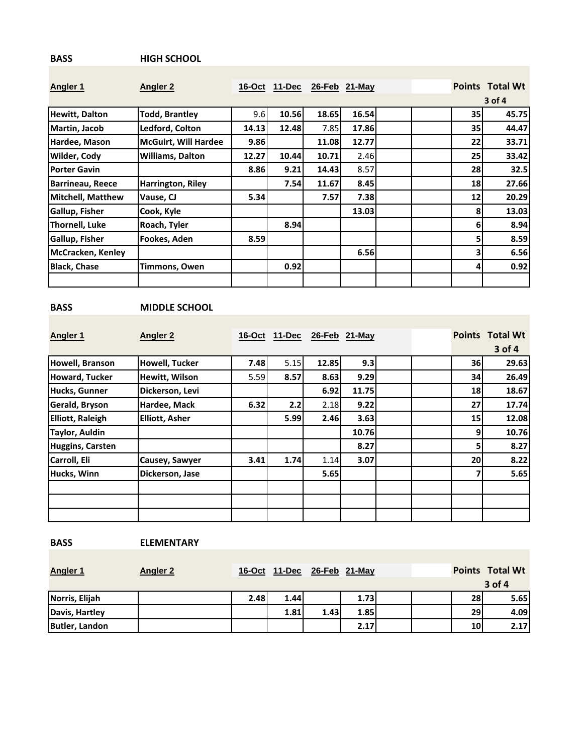## BASS — HIGH SCHOOL

| Angler 1 | Angler 2 | 16-Oct | 11-Dec | 26-Feb | 21-May | | | Points | Total Wt 3 of 4 |
|---|---|---|---|---|---|---|---|---|---|
| Hewitt, Dalton | Todd, Brantley | 9.6 | 10.56 | 18.65 | 16.54 | | | 35 | 45.75 |
| Martin, Jacob | Ledford, Colton | 14.13 | 12.48 | 7.85 | 17.86 | | | 35 | 44.47 |
| Hardee, Mason | McGuirt, Will Hardee | 9.86 | | 11.08 | 12.77 | | | 22 | 33.71 |
| Wilder, Cody | Williams, Dalton | 12.27 | 10.44 | 10.71 | 2.46 | | | 25 | 33.42 |
| Porter Gavin | | 8.86 | 9.21 | 14.43 | 8.57 | | | 28 | 32.5 |
| Barrineau, Reece | Harrington, Riley | | 7.54 | 11.67 | 8.45 | | | 18 | 27.66 |
| Mitchell, Matthew | Vause, CJ | 5.34 | | 7.57 | 7.38 | | | 12 | 20.29 |
| Gallup, Fisher | Cook, Kyle | | | | 13.03 | | | 8 | 13.03 |
| Thornell, Luke | Roach, Tyler | | 8.94 | | | | | 6 | 8.94 |
| Gallup, Fisher | Fookes, Aden | 8.59 | | | | | | 5 | 8.59 |
| McCracken, Kenley | | | | | 6.56 | | | 3 | 6.56 |
| Black, Chase | Timmons, Owen | | 0.92 | | | | | 4 | 0.92 |
| | | | | | | | | | |

## BASS — MIDDLE SCHOOL

| Angler 1 | Angler 2 | 16-Oct | 11-Dec | 26-Feb | 21-May | | | Points | Total Wt 3 of 4 |
|---|---|---|---|---|---|---|---|---|---|
| Howell, Branson | Howell, Tucker | 7.48 | 5.15 | 12.85 | 9.3 | | | 36 | 29.63 |
| Howard, Tucker | Hewitt, Wilson | 5.59 | 8.57 | 8.63 | 9.29 | | | 34 | 26.49 |
| Hucks, Gunner | Dickerson, Levi | | | 6.92 | 11.75 | | | 18 | 18.67 |
| Gerald, Bryson | Hardee, Mack | 6.32 | 2.2 | 2.18 | 9.22 | | | 27 | 17.74 |
| Elliott, Raleigh | Elliott, Asher | | 5.99 | 2.46 | 3.63 | | | 15 | 12.08 |
| Taylor, Auldin | | | | | 10.76 | | | 9 | 10.76 |
| Huggins, Carsten | | | | | 8.27 | | | 5 | 8.27 |
| Carroll, Eli | Causey, Sawyer | 3.41 | 1.74 | 1.14 | 3.07 | | | 20 | 8.22 |
| Hucks, Winn | Dickerson, Jase | | | 5.65 | | | | 7 | 5.65 |
| | | | | | | | | | |
| | | | | | | | | | |
| | | | | | | | | | |

## BASS — ELEMENTARY

| Angler 1 | Angler 2 | 16-Oct | 11-Dec | 26-Feb | 21-May | | | Points | Total Wt 3 of 4 |
|---|---|---|---|---|---|---|---|---|---|
| Norris, Elijah | | 2.48 | 1.44 | | 1.73 | | | 28 | 5.65 |
| Davis, Hartley | | | 1.81 | 1.43 | 1.85 | | | 29 | 4.09 |
| Butler, Landon | | | | | 2.17 | | | 10 | 2.17 |